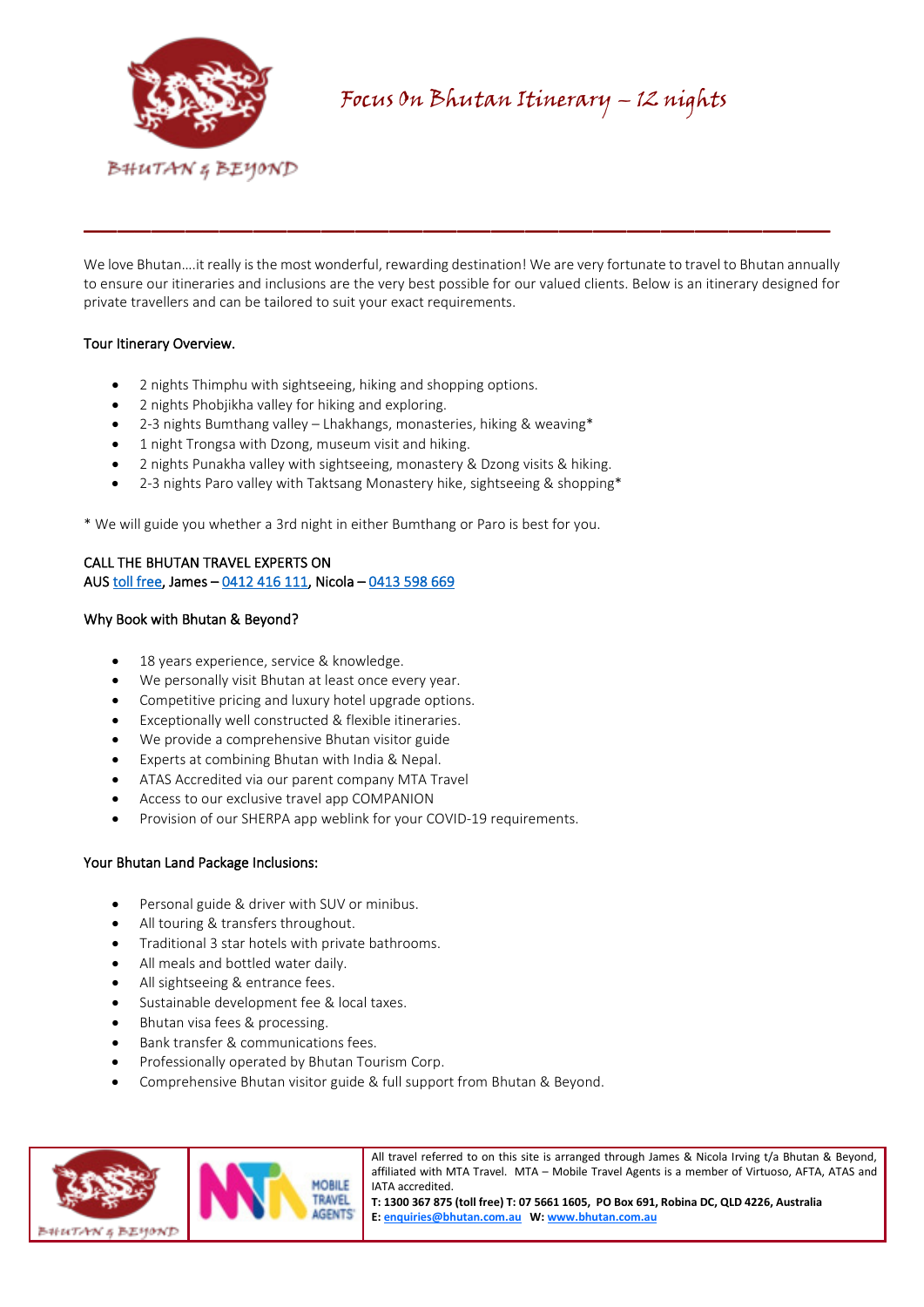BHUTAN & BEYOND

# Focus On Bhutan Itinerary – 12 nights

---

We love Bhutan….it really is the most wonderful, rewarding destination! We are very fortunate to travel to Bhutan annually to ensure our itineraries and inclusions are the very best possible for our valued clients. Below is an itinerary designed for private travellers and can be tailored to suit your exact requirements.

## Tour Itinerary Overview.

- 2 nights Thimphu with sightseeing, hiking and shopping options.
- 2 nights Phobjikha valley for hiking and exploring.
- 2-3 nights Bumthang valley – Lhakhangs, monasteries, hiking & weaving*
- 1 night Trongsa with Dzong, museum visit and hiking.
- 2 nights Punakha valley with sightseeing, monastery & Dzong visits & hiking.
- 2-3 nights Paro valley with Taktsang Monastery hike, sightseeing & shopping*

* We will guide you whether a 3rd night in either Bumthang or Paro is best for you.

CALL THE BHUTAN TRAVEL EXPERTS ON
AUS toll free, James – 0412 416 111, Nicola – 0413 598 669

## Why Book with Bhutan & Beyond?

- 18 years experience, service & knowledge.
- We personally visit Bhutan at least once every year.
- Competitive pricing and luxury hotel upgrade options.
- Exceptionally well constructed & flexible itineraries.
- We provide a comprehensive Bhutan visitor guide
- Experts at combining Bhutan with India & Nepal.
- ATAS Accredited via our parent company MTA Travel
- Access to our exclusive travel app COMPANION
- Provision of our SHERPA app weblink for your COVID-19 requirements.

## Your Bhutan Land Package Inclusions:

- Personal guide & driver with SUV or minibus.
- All touring & transfers throughout.
- Traditional 3 star hotels with private bathrooms.
- All meals and bottled water daily.
- All sightseeing & entrance fees.
- Sustainable development fee & local taxes.
- Bhutan visa fees & processing.
- Bank transfer & communications fees.
- Professionally operated by Bhutan Tourism Corp.
- Comprehensive Bhutan visitor guide & full support from Bhutan & Beyond.

All travel referred to on this site is arranged through James & Nicola Irving t/a Bhutan & Beyond, affiliated with MTA Travel. MTA – Mobile Travel Agents is a member of Virtuoso, AFTA, ATAS and IATA accredited.
**T: 1300 367 875 (toll free) T: 07 5661 1605, PO Box 691, Robina DC, QLD 4226, Australia**
**E: enquiries@bhutan.com.au W: www.bhutan.com.au**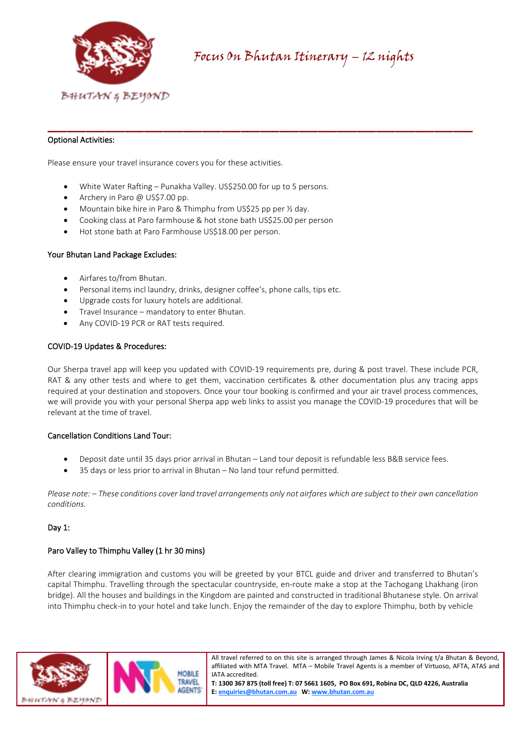## Optional Activities:

Please ensure your travel insurance covers you for these activities.

- White Water Rafting – Punakha Valley. US$250.00 for up to 5 persons.
- Archery in Paro @ US$7.00 pp.
- Mountain bike hire in Paro & Thimphu from US$25 pp per ½ day.
- Cooking class at Paro farmhouse & hot stone bath US$25.00 per person
- Hot stone bath at Paro Farmhouse US$18.00 per person.

## Your Bhutan Land Package Excludes:

- Airfares to/from Bhutan.
- Personal items incl laundry, drinks, designer coffee's, phone calls, tips etc.
- Upgrade costs for luxury hotels are additional.
- Travel Insurance – mandatory to enter Bhutan.
- Any COVID-19 PCR or RAT tests required.

## COVID-19 Updates & Procedures:

Our Sherpa travel app will keep you updated with COVID-19 requirements pre, during & post travel. These include PCR, RAT & any other tests and where to get them, vaccination certificates & other documentation plus any tracing apps required at your destination and stopovers. Once your tour booking is confirmed and your air travel process commences, we will provide you with your personal Sherpa app web links to assist you manage the COVID-19 procedures that will be relevant at the time of travel.

## Cancellation Conditions Land Tour:

- Deposit date until 35 days prior arrival in Bhutan – Land tour deposit is refundable less B&B service fees.
- 35 days or less prior to arrival in Bhutan – No land tour refund permitted.

*Please note: – These conditions cover land travel arrangements only not airfares which are subject to their own cancellation conditions.*

## Day 1:

### Paro Valley to Thimphu Valley (1 hr 30 mins)

After clearing immigration and customs you will be greeted by your BTCL guide and driver and transferred to Bhutan's capital Thimphu. Travelling through the spectacular countryside, en-route make a stop at the Tachogang Lhakhang (iron bridge). All the houses and buildings in the Kingdom are painted and constructed in traditional Bhutanese style. On arrival into Thimphu check-in to your hotel and take lunch. Enjoy the remainder of the day to explore Thimphu, both by vehicle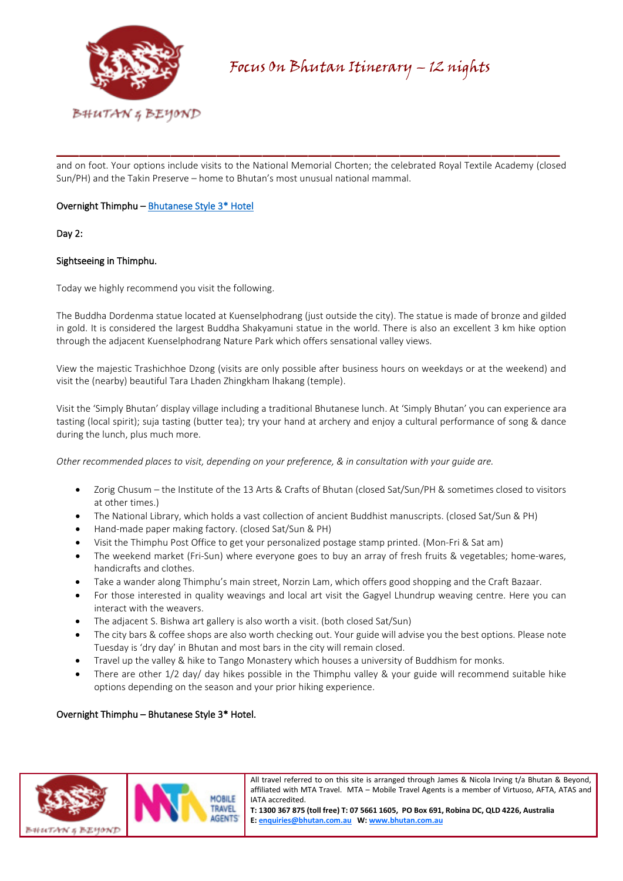and on foot. Your options include visits to the National Memorial Chorten; the celebrated Royal Textile Academy (closed Sun/PH) and the Takin Preserve – home to Bhutan's most unusual national mammal.

Overnight Thimphu – Bhutanese Style 3* Hotel

Day 2:

Sightseeing in Thimphu.

Today we highly recommend you visit the following.

The Buddha Dordenma statue located at Kuenselphodrang (just outside the city). The statue is made of bronze and gilded in gold. It is considered the largest Buddha Shakyamuni statue in the world. There is also an excellent 3 km hike option through the adjacent Kuenselphodrang Nature Park which offers sensational valley views.

View the majestic Trashichhoe Dzong (visits are only possible after business hours on weekdays or at the weekend) and visit the (nearby) beautiful Tara Lhaden Zhingkham lhakang (temple).

Visit the 'Simply Bhutan' display village including a traditional Bhutanese lunch. At 'Simply Bhutan' you can experience ara tasting (local spirit); suja tasting (butter tea); try your hand at archery and enjoy a cultural performance of song & dance during the lunch, plus much more.

*Other recommended places to visit, depending on your preference, & in consultation with your guide are.*

- Zorig Chusum – the Institute of the 13 Arts & Crafts of Bhutan (closed Sat/Sun/PH & sometimes closed to visitors at other times.)
- The National Library, which holds a vast collection of ancient Buddhist manuscripts. (closed Sat/Sun & PH)
- Hand-made paper making factory. (closed Sat/Sun & PH)
- Visit the Thimphu Post Office to get your personalized postage stamp printed. (Mon-Fri & Sat am)
- The weekend market (Fri-Sun) where everyone goes to buy an array of fresh fruits & vegetables; home-wares, handicrafts and clothes.
- Take a wander along Thimphu's main street, Norzin Lam, which offers good shopping and the Craft Bazaar.
- For those interested in quality weavings and local art visit the Gagyel Lhundrup weaving centre. Here you can interact with the weavers.
- The adjacent S. Bishwa art gallery is also worth a visit. (both closed Sat/Sun)
- The city bars & coffee shops are also worth checking out. Your guide will advise you the best options. Please note Tuesday is 'dry day' in Bhutan and most bars in the city will remain closed.
- Travel up the valley & hike to Tango Monastery which houses a university of Buddhism for monks.
- There are other 1/2 day/ day hikes possible in the Thimphu valley & your guide will recommend suitable hike options depending on the season and your prior hiking experience.

Overnight Thimphu – Bhutanese Style 3* Hotel.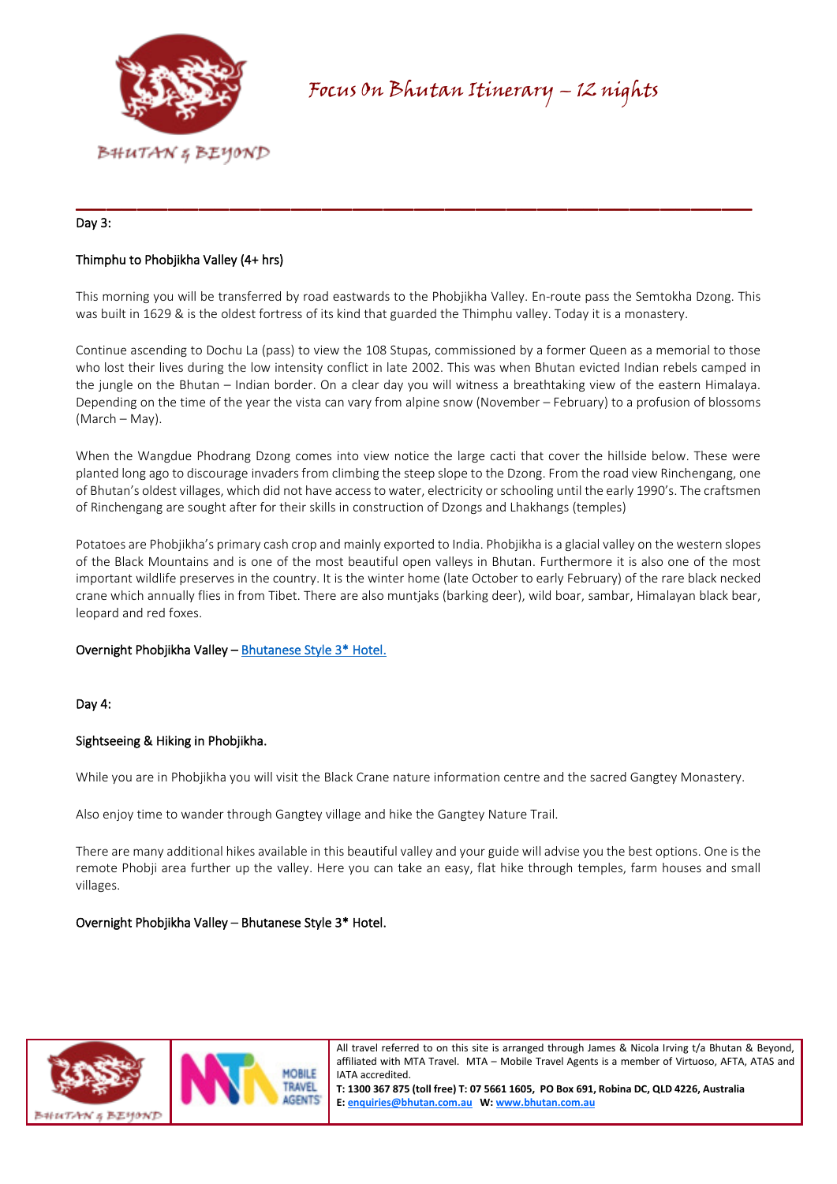Day 3:

Thimphu to Phobjikha Valley (4+ hrs)

This morning you will be transferred by road eastwards to the Phobjikha Valley. En-route pass the Semtokha Dzong. This was built in 1629 & is the oldest fortress of its kind that guarded the Thimphu valley. Today it is a monastery.

Continue ascending to Dochu La (pass) to view the 108 Stupas, commissioned by a former Queen as a memorial to those who lost their lives during the low intensity conflict in late 2002. This was when Bhutan evicted Indian rebels camped in the jungle on the Bhutan – Indian border. On a clear day you will witness a breathtaking view of the eastern Himalaya. Depending on the time of the year the vista can vary from alpine snow (November – February) to a profusion of blossoms (March – May).

When the Wangdue Phodrang Dzong comes into view notice the large cacti that cover the hillside below. These were planted long ago to discourage invaders from climbing the steep slope to the Dzong. From the road view Rinchengang, one of Bhutan's oldest villages, which did not have access to water, electricity or schooling until the early 1990's. The craftsmen of Rinchengang are sought after for their skills in construction of Dzongs and Lhakhangs (temples)

Potatoes are Phobjikha's primary cash crop and mainly exported to India. Phobjikha is a glacial valley on the western slopes of the Black Mountains and is one of the most beautiful open valleys in Bhutan. Furthermore it is also one of the most important wildlife preserves in the country. It is the winter home (late October to early February) of the rare black necked crane which annually flies in from Tibet. There are also muntjaks (barking deer), wild boar, sambar, Himalayan black bear, leopard and red foxes.

Overnight Phobjikha Valley – Bhutanese Style 3* Hotel.

Day 4:

Sightseeing & Hiking in Phobjikha.

While you are in Phobjikha you will visit the Black Crane nature information centre and the sacred Gangtey Monastery.

Also enjoy time to wander through Gangtey village and hike the Gangtey Nature Trail.

There are many additional hikes available in this beautiful valley and your guide will advise you the best options. One is the remote Phobji area further up the valley. Here you can take an easy, flat hike through temples, farm houses and small villages.

Overnight Phobjikha Valley – Bhutanese Style 3* Hotel.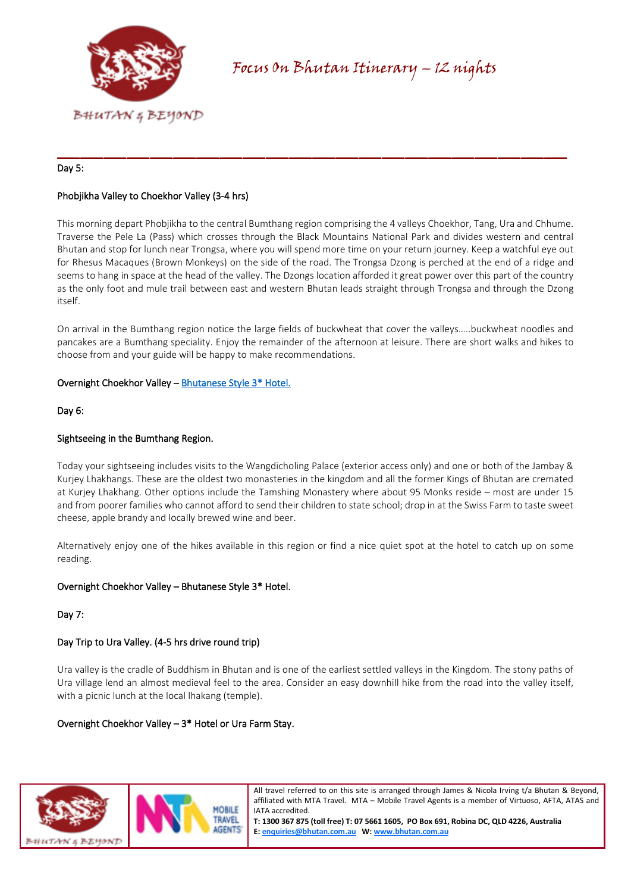Day 5:

Phobjikha Valley to Choekhor Valley (3-4 hrs)

This morning depart Phobjikha to the central Bumthang region comprising the 4 valleys Choekhor, Tang, Ura and Chhume. Traverse the Pele La (Pass) which crosses through the Black Mountains National Park and divides western and central Bhutan and stop for lunch near Trongsa, where you will spend more time on your return journey. Keep a watchful eye out for Rhesus Macaques (Brown Monkeys) on the side of the road. The Trongsa Dzong is perched at the end of a ridge and seems to hang in space at the head of the valley. The Dzongs location afforded it great power over this part of the country as the only foot and mule trail between east and western Bhutan leads straight through Trongsa and through the Dzong itself.

On arrival in the Bumthang region notice the large fields of buckwheat that cover the valleys…..buckwheat noodles and pancakes are a Bumthang speciality. Enjoy the remainder of the afternoon at leisure. There are short walks and hikes to choose from and your guide will be happy to make recommendations.

Overnight Choekhor Valley – Bhutanese Style 3* Hotel.

Day 6:

Sightseeing in the Bumthang Region.

Today your sightseeing includes visits to the Wangdicholing Palace (exterior access only) and one or both of the Jambay & Kurjey Lhakhangs. These are the oldest two monasteries in the kingdom and all the former Kings of Bhutan are cremated at Kurjey Lhakhang. Other options include the Tamshing Monastery where about 95 Monks reside – most are under 15 and from poorer families who cannot afford to send their children to state school; drop in at the Swiss Farm to taste sweet cheese, apple brandy and locally brewed wine and beer.

Alternatively enjoy one of the hikes available in this region or find a nice quiet spot at the hotel to catch up on some reading.

Overnight Choekhor Valley – Bhutanese Style 3* Hotel.

Day 7:

Day Trip to Ura Valley. (4-5 hrs drive round trip)

Ura valley is the cradle of Buddhism in Bhutan and is one of the earliest settled valleys in the Kingdom. The stony paths of Ura village lend an almost medieval feel to the area. Consider an easy downhill hike from the road into the valley itself, with a picnic lunch at the local lhakang (temple).

Overnight Choekhor Valley – 3* Hotel or Ura Farm Stay.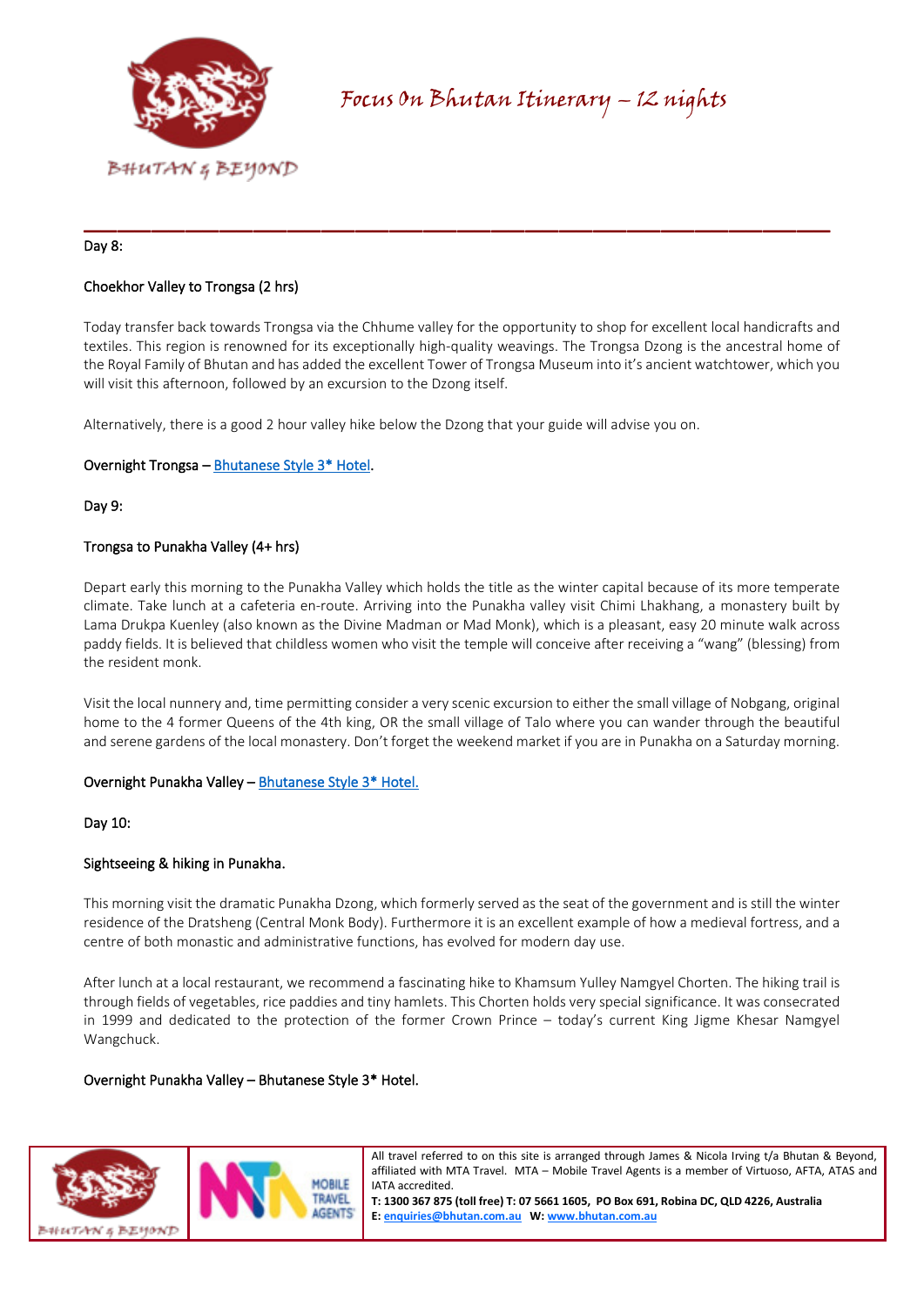Day 8:

Choekhor Valley to Trongsa (2 hrs)

Today transfer back towards Trongsa via the Chhume valley for the opportunity to shop for excellent local handicrafts and textiles. This region is renowned for its exceptionally high-quality weavings. The Trongsa Dzong is the ancestral home of the Royal Family of Bhutan and has added the excellent Tower of Trongsa Museum into it's ancient watchtower, which you will visit this afternoon, followed by an excursion to the Dzong itself.

Alternatively, there is a good 2 hour valley hike below the Dzong that your guide will advise you on.

Overnight Trongsa – Bhutanese Style 3* Hotel.

Day 9:

Trongsa to Punakha Valley (4+ hrs)

Depart early this morning to the Punakha Valley which holds the title as the winter capital because of its more temperate climate. Take lunch at a cafeteria en-route. Arriving into the Punakha valley visit Chimi Lhakhang, a monastery built by Lama Drukpa Kuenley (also known as the Divine Madman or Mad Monk), which is a pleasant, easy 20 minute walk across paddy fields. It is believed that childless women who visit the temple will conceive after receiving a "wang" (blessing) from the resident monk.

Visit the local nunnery and, time permitting consider a very scenic excursion to either the small village of Nobgang, original home to the 4 former Queens of the 4th king, OR the small village of Talo where you can wander through the beautiful and serene gardens of the local monastery. Don't forget the weekend market if you are in Punakha on a Saturday morning.

Overnight Punakha Valley – Bhutanese Style 3* Hotel.

Day 10:

Sightseeing & hiking in Punakha.

This morning visit the dramatic Punakha Dzong, which formerly served as the seat of the government and is still the winter residence of the Dratsheng (Central Monk Body). Furthermore it is an excellent example of how a medieval fortress, and a centre of both monastic and administrative functions, has evolved for modern day use.

After lunch at a local restaurant, we recommend a fascinating hike to Khamsum Yulley Namgyel Chorten. The hiking trail is through fields of vegetables, rice paddies and tiny hamlets. This Chorten holds very special significance. It was consecrated in 1999 and dedicated to the protection of the former Crown Prince – today's current King Jigme Khesar Namgyel Wangchuck.

Overnight Punakha Valley – Bhutanese Style 3* Hotel.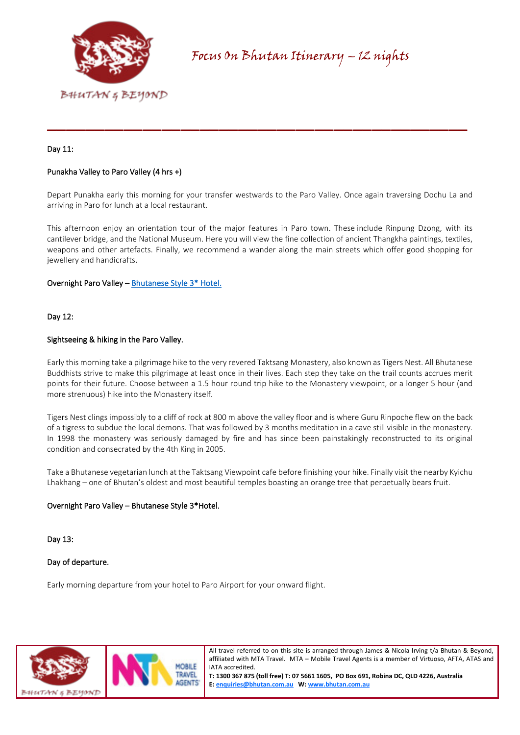Day 11:

Punakha Valley to Paro Valley (4 hrs +)

Depart Punakha early this morning for your transfer westwards to the Paro Valley. Once again traversing Dochu La and arriving in Paro for lunch at a local restaurant.

This afternoon enjoy an orientation tour of the major features in Paro town. These include Rinpung Dzong, with its cantilever bridge, and the National Museum. Here you will view the fine collection of ancient Thangkha paintings, textiles, weapons and other artefacts. Finally, we recommend a wander along the main streets which offer good shopping for jewellery and handicrafts.

Overnight Paro Valley – [Bhutanese Style 3* Hotel.]

Day 12:

Sightseeing & hiking in the Paro Valley.

Early this morning take a pilgrimage hike to the very revered Taktsang Monastery, also known as Tigers Nest. All Bhutanese Buddhists strive to make this pilgrimage at least once in their lives. Each step they take on the trail counts accrues merit points for their future. Choose between a 1.5 hour round trip hike to the Monastery viewpoint, or a longer 5 hour (and more strenuous) hike into the Monastery itself.

Tigers Nest clings impossibly to a cliff of rock at 800 m above the valley floor and is where Guru Rinpoche flew on the back of a tigress to subdue the local demons. That was followed by 3 months meditation in a cave still visible in the monastery. In 1998 the monastery was seriously damaged by fire and has since been painstakingly reconstructed to its original condition and consecrated by the 4th King in 2005.

Take a Bhutanese vegetarian lunch at the Taktsang Viewpoint cafe before finishing your hike. Finally visit the nearby Kyichu Lhakhang – one of Bhutan's oldest and most beautiful temples boasting an orange tree that perpetually bears fruit.

Overnight Paro Valley – Bhutanese Style 3*Hotel.

Day 13:

Day of departure.

Early morning departure from your hotel to Paro Airport for your onward flight.